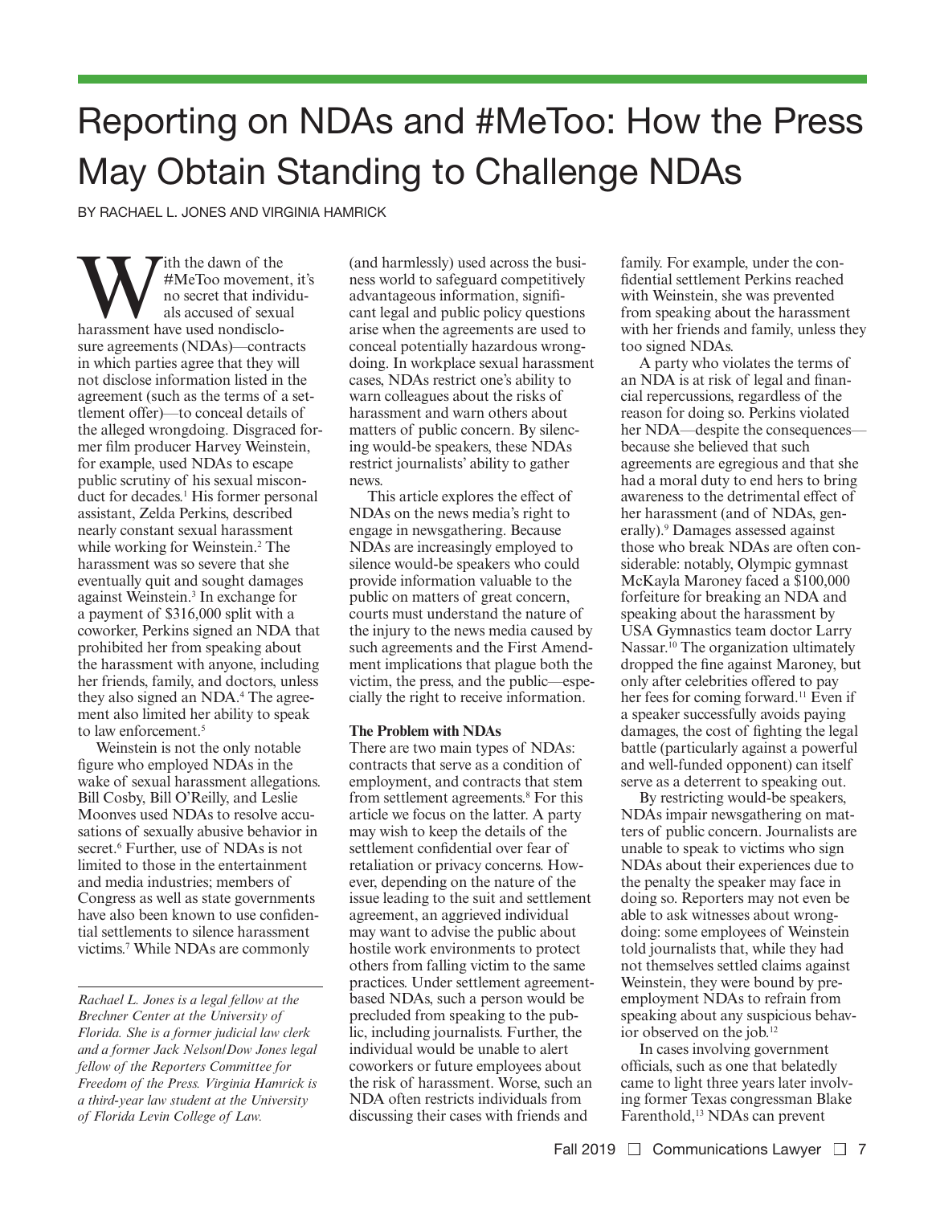# Reporting on NDAs and #MeToo: How the Press May Obtain Standing to Challenge NDAs

BY RACHAEL L. JONES AND VIRGINIA HAMRICK

With the dawn of the #MeToo movement, it's no secret that individuals accused of sexual harassment have used nondisclosure agreements (NDAs)—contracts in which parties agree that they will not disclose information listed in the agreement (such as the terms of a settlement offer)—to conceal details of the alleged wrongdoing. Disgraced former film producer Harvey Weinstein, for example, used NDAs to escape public scrutiny of his sexual misconduct for decades.[1] His former personal assistant, Zelda Perkins, described nearly constant sexual harassment while working for Weinstein.[2] The harassment was so severe that she eventually quit and sought damages against Weinstein.[3] In exchange for a payment of $316,000 split with a coworker, Perkins signed an NDA that prohibited her from speaking about the harassment with anyone, including her friends, family, and doctors, unless they also signed an NDA.[4] The agreement also limited her ability to speak to law enforcement.[5]

Weinstein is not the only notable figure who employed NDAs in the wake of sexual harassment allegations. Bill Cosby, Bill O'Reilly, and Leslie Moonves used NDAs to resolve accusations of sexually abusive behavior in secret.[6] Further, use of NDAs is not limited to those in the entertainment and media industries; members of Congress as well as state governments have also been known to use confidential settlements to silence harassment victims.[7] While NDAs are commonly (and harmlessly) used across the business world to safeguard competitively advantageous information, significant legal and public policy questions arise when the agreements are used to conceal potentially hazardous wrongdoing. In workplace sexual harassment cases, NDAs restrict one's ability to warn colleagues about the risks of harassment and warn others about matters of public concern. By silencing would-be speakers, these NDAs restrict journalists' ability to gather news.

This article explores the effect of NDAs on the news media's right to engage in newsgathering. Because NDAs are increasingly employed to silence would-be speakers who could provide information valuable to the public on matters of great concern, courts must understand the nature of the injury to the news media caused by such agreements and the First Amendment implications that plague both the victim, the press, and the public—especially the right to receive information.

*Rachael L. Jones is a legal fellow at the Brechner Center at the University of Florida. She is a former judicial law clerk and a former Jack Nelson/Dow Jones legal fellow of the Reporters Committee for Freedom of the Press. Virginia Hamrick is a third-year law student at the University of Florida Levin College of Law.*

**The Problem with NDAs**

There are two main types of NDAs: contracts that serve as a condition of employment, and contracts that stem from settlement agreements.[8] For this article we focus on the latter. A party may wish to keep the details of the settlement confidential over fear of retaliation or privacy concerns. However, depending on the nature of the issue leading to the suit and settlement agreement, an aggrieved individual may want to advise the public about hostile work environments to protect others from falling victim to the same practices. Under settlement agreement-based NDAs, such a person would be precluded from speaking to the public, including journalists. Further, the individual would be unable to alert coworkers or future employees about the risk of harassment. Worse, such an NDA often restricts individuals from discussing their cases with friends and family. For example, under the confidential settlement Perkins reached with Weinstein, she was prevented from speaking about the harassment with her friends and family, unless they too signed NDAs.

A party who violates the terms of an NDA is at risk of legal and financial repercussions, regardless of the reason for doing so. Perkins violated her NDA—despite the consequences—because she believed that such agreements are egregious and that she had a moral duty to end hers to bring awareness to the detrimental effect of her harassment (and of NDAs, generally).[9] Damages assessed against those who break NDAs are often considerable: notably, Olympic gymnast McKayla Maroney faced a $100,000 forfeiture for breaking an NDA and speaking about the harassment by USA Gymnastics team doctor Larry Nassar.[10] The organization ultimately dropped the fine against Maroney, but only after celebrities offered to pay her fees for coming forward.[11] Even if a speaker successfully avoids paying damages, the cost of fighting the legal battle (particularly against a powerful and well-funded opponent) can itself serve as a deterrent to speaking out.

By restricting would-be speakers, NDAs impair newsgathering on matters of public concern. Journalists are unable to speak to victims who sign NDAs about their experiences due to the penalty the speaker may face in doing so. Reporters may not even be able to ask witnesses about wrongdoing: some employees of Weinstein told journalists that, while they had not themselves settled claims against Weinstein, they were bound by pre-employment NDAs to refrain from speaking about any suspicious behavior observed on the job.[12]

In cases involving government officials, such as one that belatedly came to light three years later involving former Texas congressman Blake Farenthold,[13] NDAs can prevent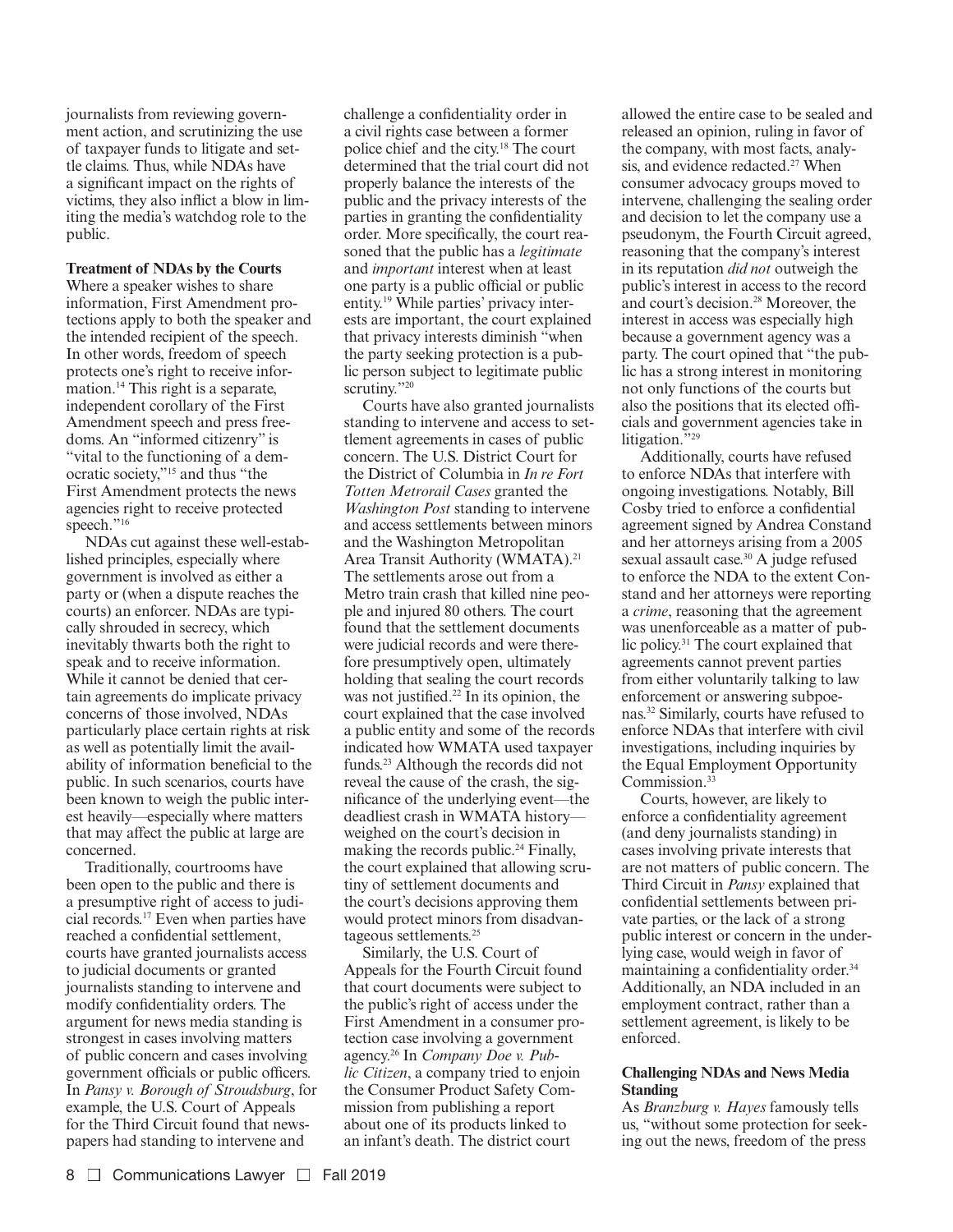journalists from reviewing government action, and scrutinizing the use of taxpayer funds to litigate and settle claims. Thus, while NDAs have a significant impact on the rights of victims, they also inflict a blow in limiting the media's watchdog role to the public.

**Treatment of NDAs by the Courts**

Where a speaker wishes to share information, First Amendment protections apply to both the speaker and the intended recipient of the speech. In other words, freedom of speech protects one's right to receive information.[14] This right is a separate, independent corollary of the First Amendment speech and press freedoms. An "informed citizenry" is "vital to the functioning of a democratic society,"[15] and thus "the First Amendment protects the news agencies right to receive protected speech."[16]

NDAs cut against these well-established principles, especially where government is involved as either a party or (when a dispute reaches the courts) an enforcer. NDAs are typically shrouded in secrecy, which inevitably thwarts both the right to speak and to receive information. While it cannot be denied that certain agreements do implicate privacy concerns of those involved, NDAs particularly place certain rights at risk as well as potentially limit the availability of information beneficial to the public. In such scenarios, courts have been known to weigh the public interest heavily—especially where matters that may affect the public at large are concerned.

Traditionally, courtrooms have been open to the public and there is a presumptive right of access to judicial records.[17] Even when parties have reached a confidential settlement, courts have granted journalists access to judicial documents or granted journalists standing to intervene and modify confidentiality orders. The argument for news media standing is strongest in cases involving matters of public concern and cases involving government officials or public officers. In *Pansy v. Borough of Stroudsburg*, for example, the U.S. Court of Appeals for the Third Circuit found that newspapers had standing to intervene and challenge a confidentiality order in a civil rights case between a former police chief and the city.[18] The court determined that the trial court did not properly balance the interests of the public and the privacy interests of the parties in granting the confidentiality order. More specifically, the court reasoned that the public has a *legitimate* and *important* interest when at least one party is a public official or public entity.[19] While parties' privacy interests are important, the court explained that privacy interests diminish "when the party seeking protection is a public person subject to legitimate public scrutiny."[20]

Courts have also granted journalists standing to intervene and access to settlement agreements in cases of public concern. The U.S. District Court for the District of Columbia in *In re Fort Totten Metrorail Cases* granted the *Washington Post* standing to intervene and access settlements between minors and the Washington Metropolitan Area Transit Authority (WMATA).[21] The settlements arose out from a Metro train crash that killed nine people and injured 80 others. The court found that the settlement documents were judicial records and were therefore presumptively open, ultimately holding that sealing the court records was not justified.[22] In its opinion, the court explained that the case involved a public entity and some of the records indicated how WMATA used taxpayer funds.[23] Although the records did not reveal the cause of the crash, the significance of the underlying event—the deadliest crash in WMATA history—weighed on the court's decision in making the records public.[24] Finally, the court explained that allowing scrutiny of settlement documents and the court's decisions approving them would protect minors from disadvantageous settlements.[25]

Similarly, the U.S. Court of Appeals for the Fourth Circuit found that court documents were subject to the public's right of access under the First Amendment in a consumer protection case involving a government agency.[26] In *Company Doe v. Public Citizen*, a company tried to enjoin the Consumer Product Safety Commission from publishing a report about one of its products linked to an infant's death. The district court allowed the entire case to be sealed and released an opinion, ruling in favor of the company, with most facts, analysis, and evidence redacted.[27] When consumer advocacy groups moved to intervene, challenging the sealing order and decision to let the company use a pseudonym, the Fourth Circuit agreed, reasoning that the company's interest in its reputation *did not* outweigh the public's interest in access to the record and court's decision.[28] Moreover, the interest in access was especially high because a government agency was a party. The court opined that "the public has a strong interest in monitoring not only functions of the courts but also the positions that its elected officials and government agencies take in litigation."[29]

Additionally, courts have refused to enforce NDAs that interfere with ongoing investigations. Notably, Bill Cosby tried to enforce a confidential agreement signed by Andrea Constand and her attorneys arising from a 2005 sexual assault case.[30] A judge refused to enforce the NDA to the extent Constand and her attorneys were reporting a *crime*, reasoning that the agreement was unenforceable as a matter of public policy.[31] The court explained that agreements cannot prevent parties from either voluntarily talking to law enforcement or answering subpoenas.[32] Similarly, courts have refused to enforce NDAs that interfere with civil investigations, including inquiries by the Equal Employment Opportunity Commission.[33]

Courts, however, are likely to enforce a confidentiality agreement (and deny journalists standing) in cases involving private interests that are not matters of public concern. The Third Circuit in *Pansy* explained that confidential settlements between private parties, or the lack of a strong public interest or concern in the underlying case, would weigh in favor of maintaining a confidentiality order.[34] Additionally, an NDA included in an employment contract, rather than a settlement agreement, is likely to be enforced.

**Challenging NDAs and News Media Standing**

As *Branzburg v. Hayes* famously tells us, "without some protection for seeking out the news, freedom of the press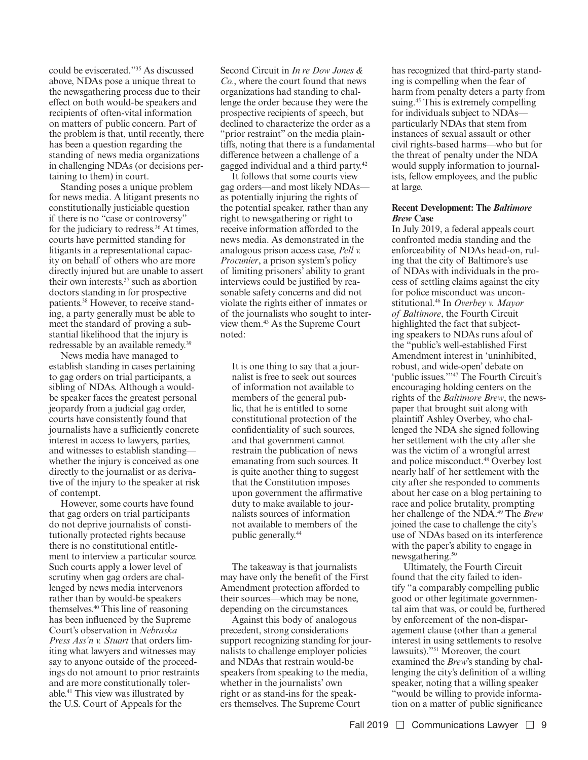could be eviscerated."[35] As discussed above, NDAs pose a unique threat to the newsgathering process due to their effect on both would-be speakers and recipients of often-vital information on matters of public concern. Part of the problem is that, until recently, there has been a question regarding the standing of news media organizations in challenging NDAs (or decisions pertaining to them) in court.

Standing poses a unique problem for news media. A litigant presents no constitutionally justiciable question if there is no "case or controversy" for the judiciary to redress.[36] At times, courts have permitted standing for litigants in a representational capacity on behalf of others who are more directly injured but are unable to assert their own interests,[37] such as abortion doctors standing in for prospective patients.[38] However, to receive standing, a party generally must be able to meet the standard of proving a substantial likelihood that the injury is redressable by an available remedy.[39]

News media have managed to establish standing in cases pertaining to gag orders on trial participants, a sibling of NDAs. Although a would-be speaker faces the greatest personal jeopardy from a judicial gag order, courts have consistently found that journalists have a sufficiently concrete interest in access to lawyers, parties, and witnesses to establish standing—whether the injury is conceived as one directly to the journalist or as derivative of the injury to the speaker at risk of contempt.

However, some courts have found that gag orders on trial participants do not deprive journalists of constitutionally protected rights because there is no constitutional entitlement to interview a particular source. Such courts apply a lower level of scrutiny when gag orders are challenged by news media intervenors rather than by would-be speakers themselves.[40] This line of reasoning has been influenced by the Supreme Court's observation in *Nebraska Press Ass'n v. Stuart* that orders limiting what lawyers and witnesses may say to anyone outside of the proceedings do not amount to prior restraints and are more constitutionally tolerable.[41] This view was illustrated by the U.S. Court of Appeals for the Second Circuit in *In re Dow Jones & Co.*, where the court found that news organizations had standing to challenge the order because they were the prospective recipients of speech, but declined to characterize the order as a "prior restraint" on the media plaintiffs, noting that there is a fundamental difference between a challenge of a gagged individual and a third party.[42]

It follows that some courts view gag orders—and most likely NDAs—as potentially injuring the rights of the potential speaker, rather than any right to newsgathering or right to receive information afforded to the news media. As demonstrated in the analogous prison access case, *Pell v. Procunier*, a prison system's policy of limiting prisoners' ability to grant interviews could be justified by reasonable safety concerns and did not violate the rights either of inmates or of the journalists who sought to interview them.[43] As the Supreme Court noted:

> It is one thing to say that a journalist is free to seek out sources of information not available to members of the general public, that he is entitled to some constitutional protection of the confidentiality of such sources, and that government cannot restrain the publication of news emanating from such sources. It is quite another thing to suggest that the Constitution imposes upon government the affirmative duty to make available to journalists sources of information not available to members of the public generally.[44]

The takeaway is that journalists may have only the benefit of the First Amendment protection afforded to their sources—which may be none, depending on the circumstances.

Against this body of analogous precedent, strong considerations support recognizing standing for journalists to challenge employer policies and NDAs that restrain would-be speakers from speaking to the media, whether in the journalists' own right or as stand-ins for the speakers themselves. The Supreme Court has recognized that third-party standing is compelling when the fear of harm from penalty deters a party from suing.[45] This is extremely compelling for individuals subject to NDAs—particularly NDAs that stem from instances of sexual assault or other civil rights-based harms—who but for the threat of penalty under the NDA would supply information to journalists, fellow employees, and the public at large.

### Recent Development: The *Baltimore Brew* Case

In July 2019, a federal appeals court confronted media standing and the enforceability of NDAs head-on, ruling that the city of Baltimore's use of NDAs with individuals in the process of settling claims against the city for police misconduct was unconstitutional.[46] In *Overbey v. Mayor of Baltimore*, the Fourth Circuit highlighted the fact that subjecting speakers to NDAs runs afoul of the "public's well-established First Amendment interest in 'uninhibited, robust, and wide-open' debate on 'public issues.'"[47] The Fourth Circuit's encouraging holding centers on the rights of the *Baltimore Brew*, the newspaper that brought suit along with plaintiff Ashley Overbey, who challenged the NDA she signed following her settlement with the city after she was the victim of a wrongful arrest and police misconduct.[48] Overbey lost nearly half of her settlement with the city after she responded to comments about her case on a blog pertaining to race and police brutality, prompting her challenge of the NDA.[49] The *Brew* joined the case to challenge the city's use of NDAs based on its interference with the paper's ability to engage in newsgathering.[50]

Ultimately, the Fourth Circuit found that the city failed to identify "a comparably compelling public good or other legitimate governmental aim that was, or could be, furthered by enforcement of the non-disparagement clause (other than a general interest in using settlements to resolve lawsuits)."[51] Moreover, the court examined the *Brew*'s standing by challenging the city's definition of a willing speaker, noting that a willing speaker "would be willing to provide information on a matter of public significance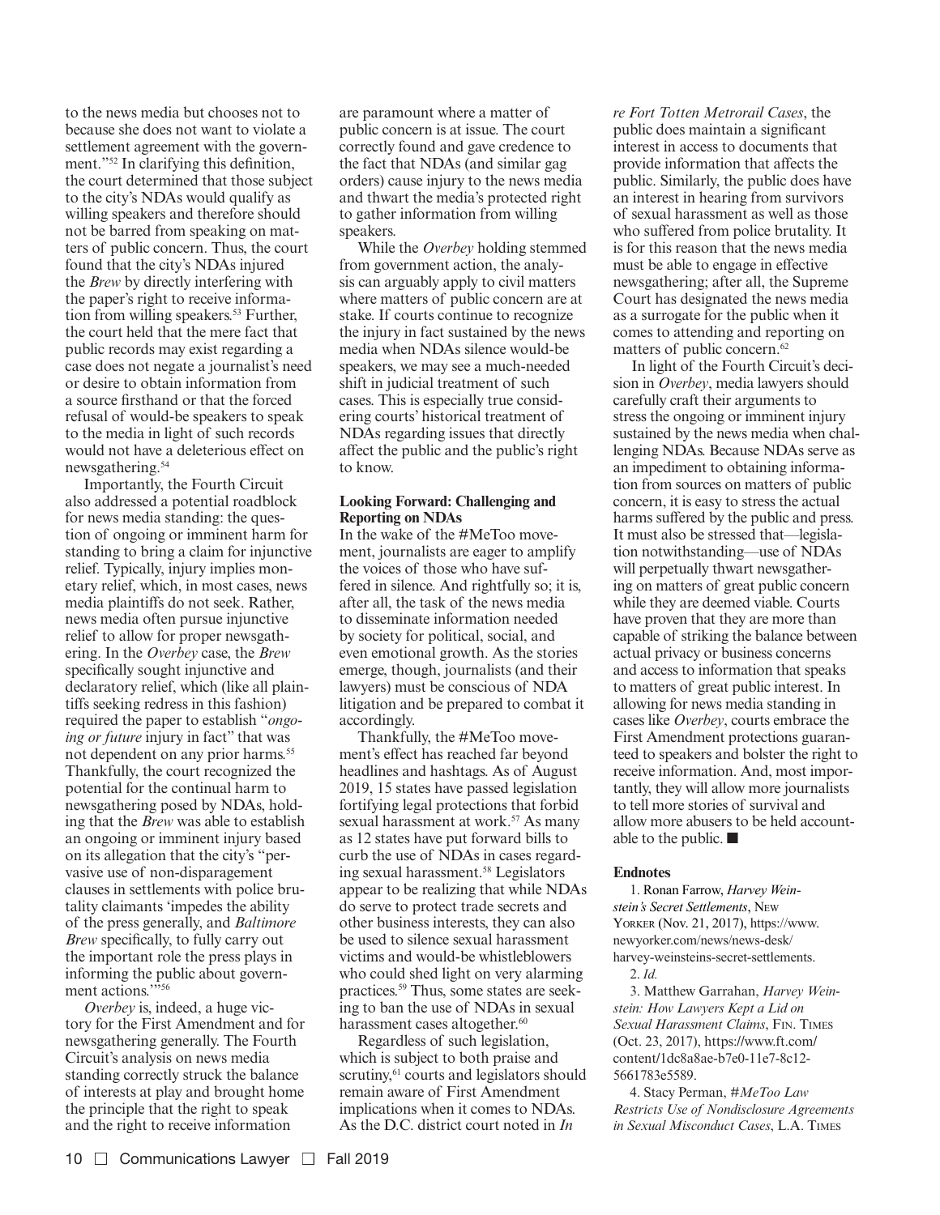to the news media but chooses not to because she does not want to violate a settlement agreement with the government."[52] In clarifying this definition, the court determined that those subject to the city's NDAs would qualify as willing speakers and therefore should not be barred from speaking on matters of public concern. Thus, the court found that the city's NDAs injured the *Brew* by directly interfering with the paper's right to receive information from willing speakers.[53] Further, the court held that the mere fact that public records may exist regarding a case does not negate a journalist's need or desire to obtain information from a source firsthand or that the forced refusal of would-be speakers to speak to the media in light of such records would not have a deleterious effect on newsgathering.[54]

Importantly, the Fourth Circuit also addressed a potential roadblock for news media standing: the question of ongoing or imminent harm for standing to bring a claim for injunctive relief. Typically, injury implies monetary relief, which, in most cases, news media plaintiffs do not seek. Rather, news media often pursue injunctive relief to allow for proper newsgathering. In the *Overbey* case, the *Brew* specifically sought injunctive and declaratory relief, which (like all plaintiffs seeking redress in this fashion) required the paper to establish "*ongoing or future* injury in fact" that was not dependent on any prior harms.[55] Thankfully, the court recognized the potential for the continual harm to newsgathering posed by NDAs, holding that the *Brew* was able to establish an ongoing or imminent injury based on its allegation that the city's "pervasive use of non-disparagement clauses in settlements with police brutality claimants 'impedes the ability of the press generally, and *Baltimore Brew* specifically, to fully carry out the important role the press plays in informing the public about government actions.'"[56]

*Overbey* is, indeed, a huge victory for the First Amendment and for newsgathering generally. The Fourth Circuit's analysis on news media standing correctly struck the balance of interests at play and brought home the principle that the right to speak and the right to receive information are paramount where a matter of public concern is at issue. The court correctly found and gave credence to the fact that NDAs (and similar gag orders) cause injury to the news media and thwart the media's protected right to gather information from willing speakers.

While the *Overbey* holding stemmed from government action, the analysis can arguably apply to civil matters where matters of public concern are at stake. If courts continue to recognize the injury in fact sustained by the news media when NDAs silence would-be speakers, we may see a much-needed shift in judicial treatment of such cases. This is especially true considering courts' historical treatment of NDAs regarding issues that directly affect the public and the public's right to know.

**Looking Forward: Challenging and Reporting on NDAs**

In the wake of the #MeToo movement, journalists are eager to amplify the voices of those who have suffered in silence. And rightfully so; it is, after all, the task of the news media to disseminate information needed by society for political, social, and even emotional growth. As the stories emerge, though, journalists (and their lawyers) must be conscious of NDA litigation and be prepared to combat it accordingly.

Thankfully, the #MeToo movement's effect has reached far beyond headlines and hashtags. As of August 2019, 15 states have passed legislation fortifying legal protections that forbid sexual harassment at work.[57] As many as 12 states have put forward bills to curb the use of NDAs in cases regarding sexual harassment.[58] Legislators appear to be realizing that while NDAs do serve to protect trade secrets and other business interests, they can also be used to silence sexual harassment victims and would-be whistleblowers who could shed light on very alarming practices.[59] Thus, some states are seeking to ban the use of NDAs in sexual harassment cases altogether.[60]

Regardless of such legislation, which is subject to both praise and scrutiny,[61] courts and legislators should remain aware of First Amendment implications when it comes to NDAs. As the D.C. district court noted in *In re Fort Totten Metrorail Cases*, the public does maintain a significant interest in access to documents that provide information that affects the public. Similarly, the public does have an interest in hearing from survivors of sexual harassment as well as those who suffered from police brutality. It is for this reason that the news media must be able to engage in effective newsgathering; after all, the Supreme Court has designated the news media as a surrogate for the public when it comes to attending and reporting on matters of public concern.[62]

In light of the Fourth Circuit's decision in *Overbey*, media lawyers should carefully craft their arguments to stress the ongoing or imminent injury sustained by the news media when challenging NDAs. Because NDAs serve as an impediment to obtaining information from sources on matters of public concern, it is easy to stress the actual harms suffered by the public and press. It must also be stressed that—legislation notwithstanding—use of NDAs will perpetually thwart newsgathering on matters of great public concern while they are deemed viable. Courts have proven that they are more than capable of striking the balance between actual privacy or business concerns and access to information that speaks to matters of great public interest. In allowing for news media standing in cases like *Overbey*, courts embrace the First Amendment protections guaranteed to speakers and bolster the right to receive information. And, most importantly, they will allow more journalists to tell more stories of survival and allow more abusers to be held accountable to the public. ■

**Endnotes**

1. Ronan Farrow, *Harvey Weinstein's Secret Settlements*, New Yorker (Nov. 21, 2017), https://www.newyorker.com/news/news-desk/harvey-weinsteins-secret-settlements.

2. *Id.*

3. Matthew Garrahan, *Harvey Weinstein: How Lawyers Kept a Lid on Sexual Harassment Claims*, Fin. Times (Oct. 23, 2017), https://www.ft.com/content/1dc8a8ae-b7e0-11e7-8c12-5661783e5589.

4. Stacy Perman, *#MeToo Law Restricts Use of Nondisclosure Agreements in Sexual Misconduct Cases*, L.A. Times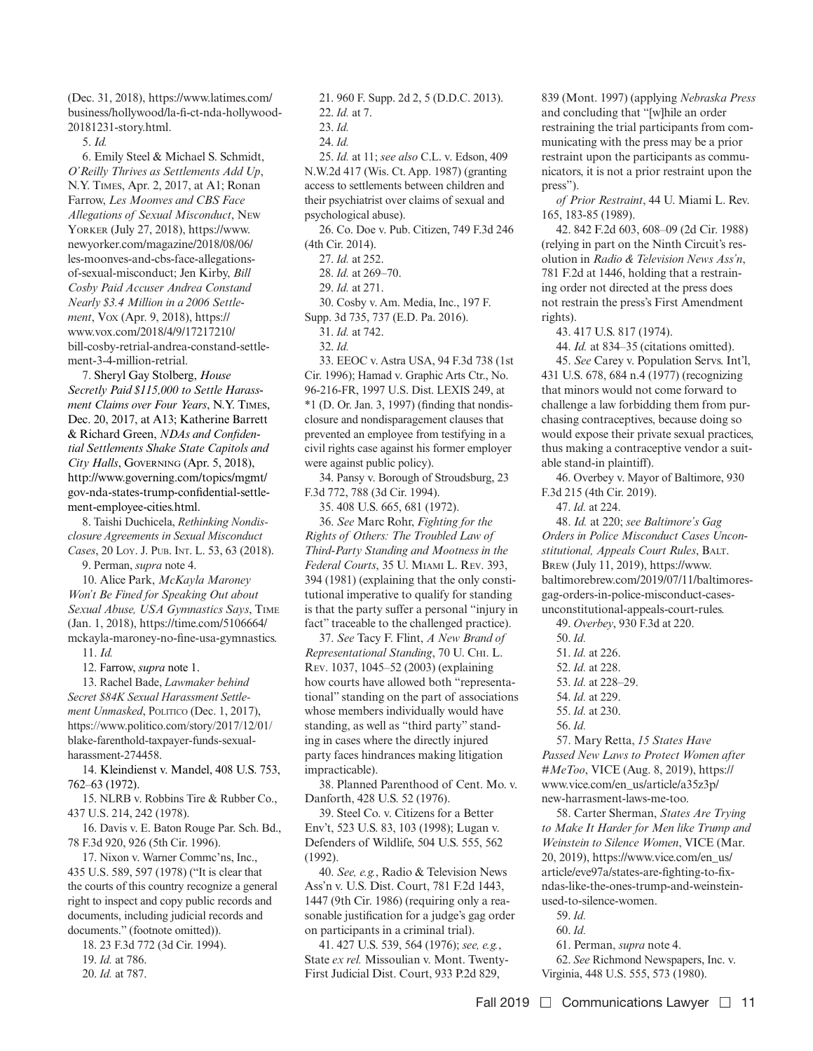(Dec. 31, 2018), https://www.latimes.com/business/hollywood/la-fi-ct-nda-hollywood-20181231-story.html.

5. *Id.*

6. Emily Steel & Michael S. Schmidt, *O'Reilly Thrives as Settlements Add Up*, N.Y. Times, Apr. 2, 2017, at A1; Ronan Farrow, *Les Moonves and CBS Face Allegations of Sexual Misconduct*, New Yorker (July 27, 2018), https://www.newyorker.com/magazine/2018/08/06/les-moonves-and-cbs-face-allegations-of-sexual-misconduct; Jen Kirby, *Bill Cosby Paid Accuser Andrea Constand Nearly $3.4 Million in a 2006 Settlement*, Vox (Apr. 9, 2018), https://www.vox.com/2018/4/9/17217210/bill-cosby-retrial-andrea-constand-settlement-3-4-million-retrial.

7. Sheryl Gay Stolberg, *House Secretly Paid $115,000 to Settle Harassment Claims over Four Years*, N.Y. Times, Dec. 20, 2017, at A13; Katherine Barrett & Richard Green, *NDAs and Confidential Settlements Shake State Capitols and City Halls*, Governing (Apr. 5, 2018), http://www.governing.com/topics/mgmt/gov-nda-states-trump-confidential-settlement-employee-cities.html.

8. Taishi Duchicela, *Rethinking Nondisclosure Agreements in Sexual Misconduct Cases*, 20 Loy. J. Pub. Int. L. 53, 63 (2018).

9. Perman, *supra* note 4.

10. Alice Park, *McKayla Maroney Won't Be Fined for Speaking Out about Sexual Abuse, USA Gymnastics Says*, Time (Jan. 1, 2018), https://time.com/5106664/mckayla-maroney-no-fine-usa-gymnastics.

11. *Id.*

12. Farrow, *supra* note 1.

13. Rachel Bade, *Lawmaker behind Secret $84K Sexual Harassment Settlement Unmasked*, Politico (Dec. 1, 2017), https://www.politico.com/story/2017/12/01/blake-farenthold-taxpayer-funds-sexual-harassment-274458.

14. Kleindienst v. Mandel, 408 U.S. 753, 762–63 (1972).

15. NLRB v. Robbins Tire & Rubber Co., 437 U.S. 214, 242 (1978).

16. Davis v. E. Baton Rouge Par. Sch. Bd., 78 F.3d 920, 926 (5th Cir. 1996).

17. Nixon v. Warner Commc'ns, Inc., 435 U.S. 589, 597 (1978) ("It is clear that the courts of this country recognize a general right to inspect and copy public records and documents, including judicial records and documents." (footnote omitted)).

18. 23 F.3d 772 (3d Cir. 1994).

19. *Id.* at 786.

20. *Id.* at 787.

21. 960 F. Supp. 2d 2, 5 (D.D.C. 2013).

22. *Id.* at 7.

23. *Id.*

24. *Id.*

25. *Id.* at 11; *see also* C.L. v. Edson, 409 N.W.2d 417 (Wis. Ct. App. 1987) (granting access to settlements between children and their psychiatrist over claims of sexual and psychological abuse).

26. Co. Doe v. Pub. Citizen, 749 F.3d 246 (4th Cir. 2014).

27. *Id.* at 252.

28. *Id.* at 269–70.

29. *Id.* at 271.

30. Cosby v. Am. Media, Inc., 197 F. Supp. 3d 735, 737 (E.D. Pa. 2016).

31. *Id.* at 742.

32. *Id.*

33. EEOC v. Astra USA, 94 F.3d 738 (1st Cir. 1996); Hamad v. Graphic Arts Ctr., No. 96-216-FR, 1997 U.S. Dist. LEXIS 249, at *1 (D. Or. Jan. 3, 1997) (finding that nondisclosure and nondisparagement clauses that prevented an employee from testifying in a civil rights case against his former employer were against public policy).

34. Pansy v. Borough of Stroudsburg, 23 F.3d 772, 788 (3d Cir. 1994).

35. 408 U.S. 665, 681 (1972).

36. *See* Marc Rohr, *Fighting for the Rights of Others: The Troubled Law of Third-Party Standing and Mootness in the Federal Courts*, 35 U. Miami L. Rev. 393, 394 (1981) (explaining that the only constitutional imperative to qualify for standing is that the party suffer a personal "injury in fact" traceable to the challenged practice).

37. *See* Tacy F. Flint, *A New Brand of Representational Standing*, 70 U. Chi. L. Rev. 1037, 1045–52 (2003) (explaining how courts have allowed both "representational" standing on the part of associations whose members individually would have standing, as well as "third party" standing in cases where the directly injured party faces hindrances making litigation impracticable).

38. Planned Parenthood of Cent. Mo. v. Danforth, 428 U.S. 52 (1976).

39. Steel Co. v. Citizens for a Better Env't, 523 U.S. 83, 103 (1998); Lugan v. Defenders of Wildlife, 504 U.S. 555, 562 (1992).

40. *See, e.g.*, Radio & Television News Ass'n v. U.S. Dist. Court, 781 F.2d 1443, 1447 (9th Cir. 1986) (requiring only a reasonable justification for a judge's gag order on participants in a criminal trial).

41. 427 U.S. 539, 564 (1976); *see, e.g.*, State *ex rel.* Missoulian v. Mont. Twenty-First Judicial Dist. Court, 933 P.2d 829, 839 (Mont. 1997) (applying *Nebraska Press* and concluding that "[w]hile an order restraining the trial participants from communicating with the press may be a prior restraint upon the participants as communicators, it is not a prior restraint upon the press").

*of Prior Restraint*, 44 U. Miami L. Rev. 165, 183-85 (1989).

42. 842 F.2d 603, 608–09 (2d Cir. 1988) (relying in part on the Ninth Circuit's resolution in *Radio & Television News Ass'n*, 781 F.2d at 1446, holding that a restraining order not directed at the press does not restrain the press's First Amendment rights).

43. 417 U.S. 817 (1974).

44. *Id.* at 834–35 (citations omitted).

45. *See* Carey v. Population Servs. Int'l, 431 U.S. 678, 684 n.4 (1977) (recognizing that minors would not come forward to challenge a law forbidding them from purchasing contraceptives, because doing so would expose their private sexual practices, thus making a contraceptive vendor a suitable stand-in plaintiff).

46. Overbey v. Mayor of Baltimore, 930 F.3d 215 (4th Cir. 2019).

47. *Id.* at 224.

48. *Id.* at 220; *see Baltimore's Gag Orders in Police Misconduct Cases Unconstitutional, Appeals Court Rules*, Balt. Brew (July 11, 2019), https://www.baltimorebrew.com/2019/07/11/baltimores-gag-orders-in-police-misconduct-cases-unconstitutional-appeals-court-rules.

49. *Overbey*, 930 F.3d at 220.

50. *Id.*

51. *Id.* at 226.

52. *Id.* at 228.

53. *Id.* at 228–29.

54. *Id.* at 229.

55. *Id.* at 230.

56. *Id.*

57. Mary Retta, *15 States Have Passed New Laws to Protect Women after #MeToo*, VICE (Aug. 8, 2019), https://www.vice.com/en_us/article/a35z3p/new-harrasment-laws-me-too.

58. Carter Sherman, *States Are Trying to Make It Harder for Men like Trump and Weinstein to Silence Women*, VICE (Mar. 20, 2019), https://www.vice.com/en_us/article/eve97a/states-are-fighting-to-fix-ndas-like-the-ones-trump-and-weinstein-used-to-silence-women.

59. *Id.*

60. *Id.*

61. Perman, *supra* note 4.

62. *See* Richmond Newspapers, Inc. v. Virginia, 448 U.S. 555, 573 (1980).